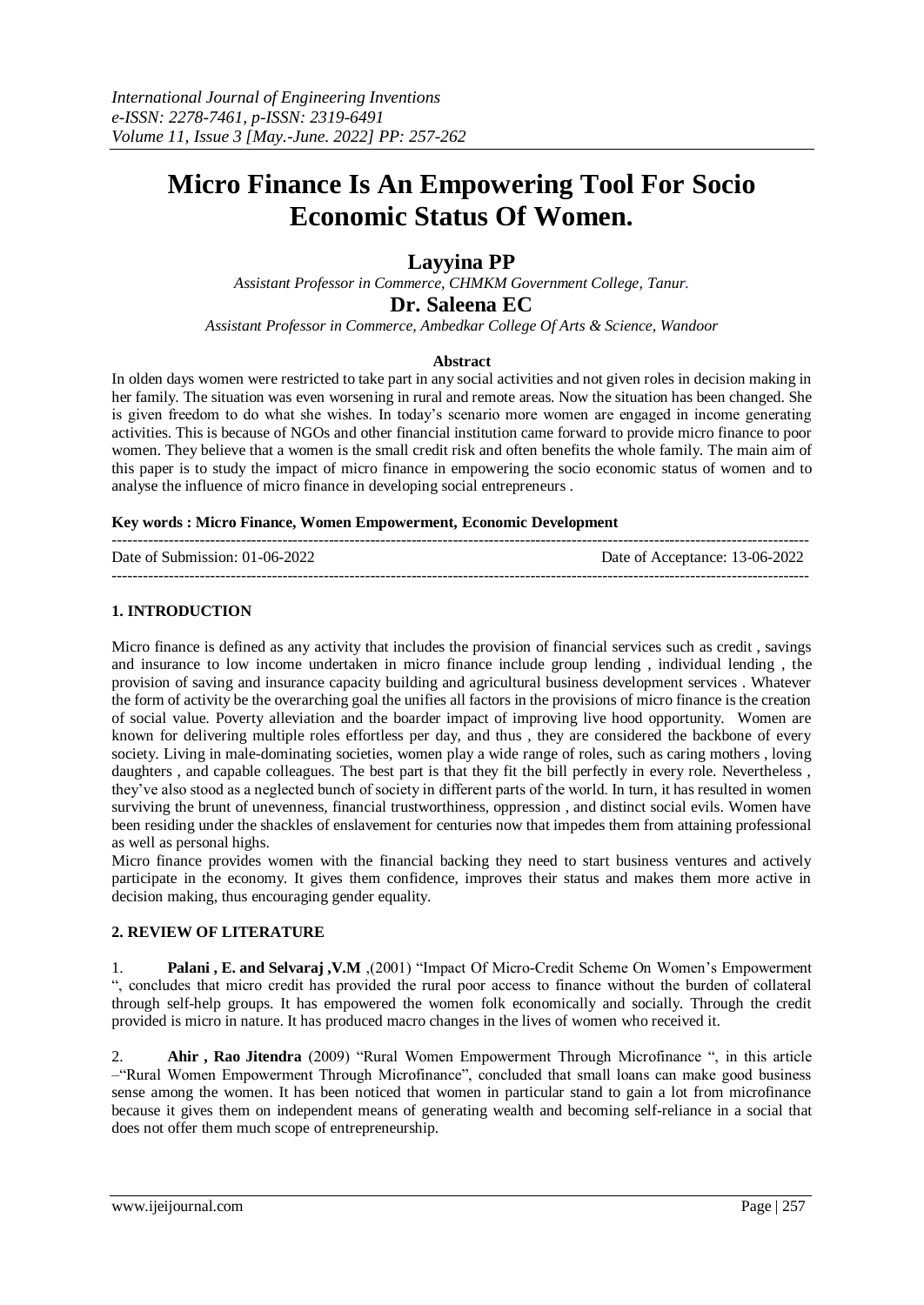# Micro Finance Is An Empowering Tool For Socio Economic Status Of Women.

**Layyina PP**

*Assistant Professor in Commerce, CHMKM Government College, Tanur.*

**Dr. Saleena EC**

*Assistant Professor in Commerce, Ambedkar College Of Arts & Science, Wandoor*

### Abstract

In olden days women were restricted to take part in any social activities and not given roles in decision making in her family. The situation was even worsening in rural and remote areas. Now the situation has been changed. She is given freedom to do what she wishes. In today's scenario more women are engaged in income generating activities. This is because of NGOs and other financial institution came forward to provide micro finance to poor women. They believe that a women is the small credit risk and often benefits the whole family. The main aim of this paper is to study the impact of micro finance in empowering the socio economic status of women and to analyse the influence of micro finance in developing social entrepreneurs .

**Key words : Micro Finance, Women Empowerment, Economic Development**

Date of Submission: 01-06-2022 | Date of Acceptance: 13-06-2022

## 1. INTRODUCTION

Micro finance is defined as any activity that includes the provision of financial services such as credit , savings and insurance to low income undertaken in micro finance include group lending , individual lending , the provision of saving and insurance capacity building and agricultural business development services . Whatever the form of activity be the overarching goal the unifies all factors in the provisions of micro finance is the creation of social value. Poverty alleviation and the boarder impact of improving live hood opportunity. Women are known for delivering multiple roles effortless per day, and thus , they are considered the backbone of every society. Living in male-dominating societies, women play a wide range of roles, such as caring mothers , loving daughters , and capable colleagues. The best part is that they fit the bill perfectly in every role. Nevertheless , they've also stood as a neglected bunch of society in different parts of the world. In turn, it has resulted in women surviving the brunt of unevenness, financial trustworthiness, oppression , and distinct social evils. Women have been residing under the shackles of enslavement for centuries now that impedes them from attaining professional as well as personal highs.

Micro finance provides women with the financial backing they need to start business ventures and actively participate in the economy. It gives them confidence, improves their status and makes them more active in decision making, thus encouraging gender equality.

## 2. REVIEW OF LITERATURE

1. **Palani , E. and Selvaraj ,V.M** ,(2001) "Impact Of Micro-Credit Scheme On Women's Empowerment ", concludes that micro credit has provided the rural poor access to finance without the burden of collateral through self-help groups. It has empowered the women folk economically and socially. Through the credit provided is micro in nature. It has produced macro changes in the lives of women who received it.

2. **Ahir , Rao Jitendra** (2009) "Rural Women Empowerment Through Microfinance ", in this article –"Rural Women Empowerment Through Microfinance", concluded that small loans can make good business sense among the women. It has been noticed that women in particular stand to gain a lot from microfinance because it gives them on independent means of generating wealth and becoming self-reliance in a social that does not offer them much scope of entrepreneurship.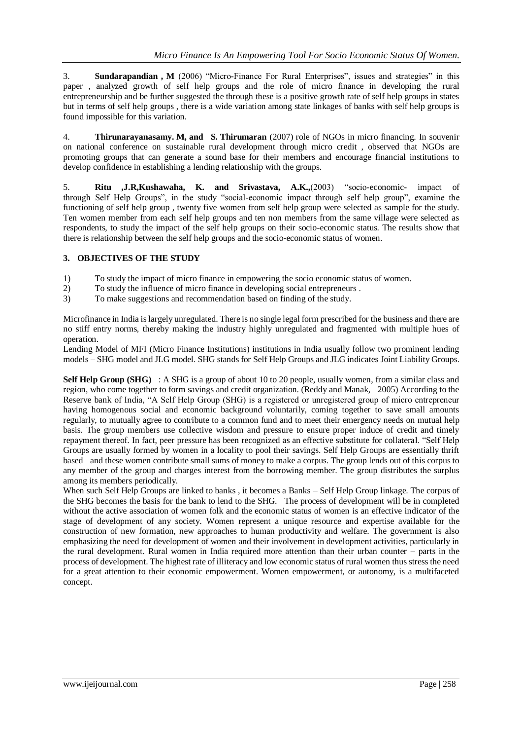3. **Sundarapandian , M** (2006) "Micro-Finance For Rural Enterprises", issues and strategies" in this paper , analyzed growth of self help groups and the role of micro finance in developing the rural entrepreneurship and be further suggested the through these is a positive growth rate of self help groups in states but in terms of self help groups , there is a wide variation among state linkages of banks with self help groups is found impossible for this variation.

4. **Thirunarayanasamy. M, and S. Thirumaran** (2007) role of NGOs in micro financing. In souvenir on national conference on sustainable rural development through micro credit , observed that NGOs are promoting groups that can generate a sound base for their members and encourage financial institutions to develop confidence in establishing a lending relationship with the groups.

5. **Ritu ,J.R,Kushawaha, K. and Srivastava, A.K.,**(2003) "socio-economic- impact of through Self Help Groups", in the study "social-economic impact through self help group", examine the functioning of self help group , twenty five women from self help group were selected as sample for the study. Ten women member from each self help groups and ten non members from the same village were selected as respondents, to study the impact of the self help groups on their socio-economic status. The results show that there is relationship between the self help groups and the socio-economic status of women.

## 3. OBJECTIVES OF THE STUDY

1) To study the impact of micro finance in empowering the socio economic status of women.
2) To study the influence of micro finance in developing social entrepreneurs .
3) To make suggestions and recommendation based on finding of the study.

Microfinance in India is largely unregulated. There is no single legal form prescribed for the business and there are no stiff entry norms, thereby making the industry highly unregulated and fragmented with multiple hues of operation.
Lending Model of MFI (Micro Finance Institutions) institutions in India usually follow two prominent lending models – SHG model and JLG model. SHG stands for Self Help Groups and JLG indicates Joint Liability Groups.

**Self Help Group (SHG)** : A SHG is a group of about 10 to 20 people, usually women, from a similar class and region, who come together to form savings and credit organization. (Reddy and Manak, 2005) According to the Reserve bank of India, "A Self Help Group (SHG) is a registered or unregistered group of micro entrepreneur having homogenous social and economic background voluntarily, coming together to save small amounts regularly, to mutually agree to contribute to a common fund and to meet their emergency needs on mutual help basis. The group members use collective wisdom and pressure to ensure proper induce of credit and timely repayment thereof. In fact, peer pressure has been recognized as an effective substitute for collateral. "Self Help Groups are usually formed by women in a locality to pool their savings. Self Help Groups are essentially thrift based and these women contribute small sums of money to make a corpus. The group lends out of this corpus to any member of the group and charges interest from the borrowing member. The group distributes the surplus among its members periodically.
When such Self Help Groups are linked to banks , it becomes a Banks – Self Help Group linkage. The corpus of the SHG becomes the basis for the bank to lend to the SHG. The process of development will be in completed without the active association of women folk and the economic status of women is an effective indicator of the stage of development of any society. Women represent a unique resource and expertise available for the construction of new formation, new approaches to human productivity and welfare. The government is also emphasizing the need for development of women and their involvement in development activities, particularly in the rural development. Rural women in India required more attention than their urban counter – parts in the process of development. The highest rate of illiteracy and low economic status of rural women thus stress the need for a great attention to their economic empowerment. Women empowerment, or autonomy, is a multifaceted concept.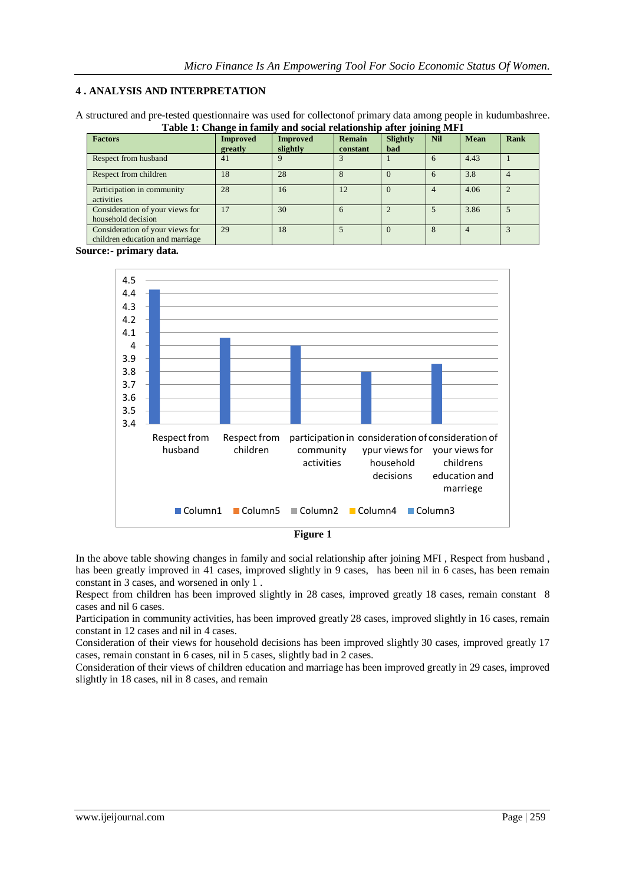## 4 . ANALYSIS AND INTERPRETATION

A structured and pre-tested questionnaire was used for collectonof primary data among people in kudumbashree.

**Table 1: Change in family and social relationship after joining MFI**

| Factors | Improved greatly | Improved slightly | Remain constant | Slightly bad | Nil | Mean | Rank |
|---|---|---|---|---|---|---|---|
| Respect from husband | 41 | 9 | 3 | 1 | 6 | 4.43 | 1 |
| Respect from children | 18 | 28 | 8 | 0 | 6 | 3.8 | 4 |
| Participation in community activities | 28 | 16 | 12 | 0 | 4 | 4.06 | 2 |
| Consideration of your views for household decision | 17 | 30 | 6 | 2 | 5 | 3.86 | 5 |
| Consideration of your views for children education and marriage | 29 | 18 | 5 | 0 | 8 | 4 | 3 |

**Source:- primary data.**

**Figure 1**

In the above table showing changes in family and social relationship after joining MFI , Respect from husband , has been greatly improved in 41 cases, improved slightly in 9 cases, has been nil in 6 cases, has been remain constant in 3 cases, and worsened in only 1 .

Respect from children has been improved slightly in 28 cases, improved greatly 18 cases, remain constant 8 cases and nil 6 cases.

Participation in community activities, has been improved greatly 28 cases, improved slightly in 16 cases, remain constant in 12 cases and nil in 4 cases.

Consideration of their views for household decisions has been improved slightly 30 cases, improved greatly 17 cases, remain constant in 6 cases, nil in 5 cases, slightly bad in 2 cases.

Consideration of their views of children education and marriage has been improved greatly in 29 cases, improved slightly in 18 cases, nil in 8 cases, and remain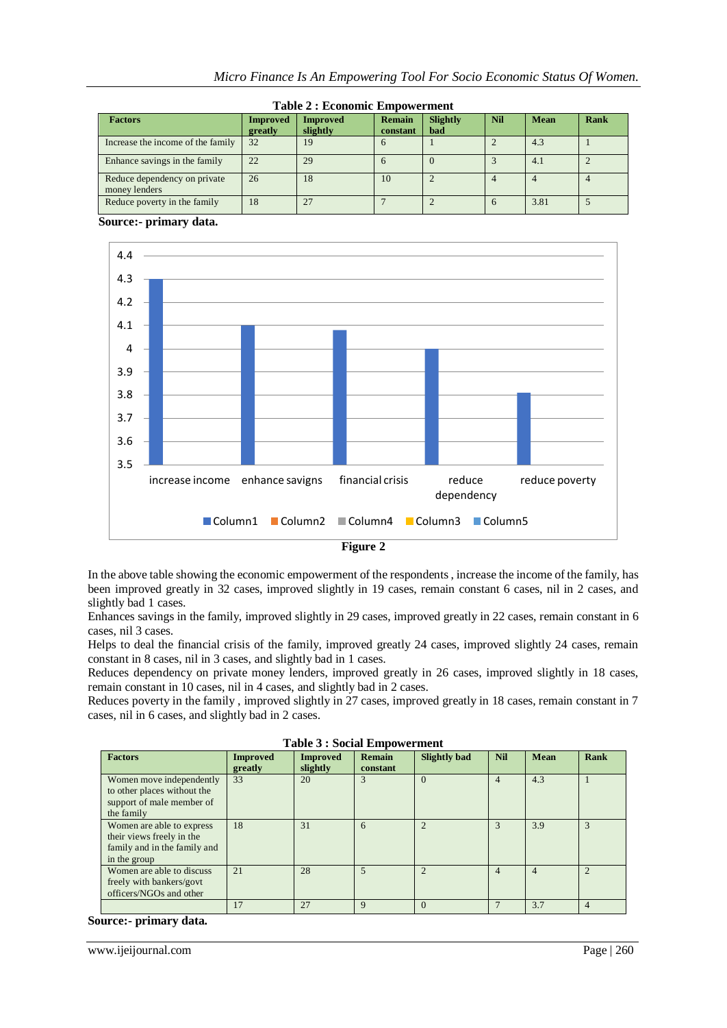**Table 2 : Economic Empowerment**

| Factors | Improved greatly | Improved slightly | Remain constant | Slightly bad | Nil | Mean | Rank |
|---|---|---|---|---|---|---|---|
| Increase the income of the family | 32 | 19 | 6 | 1 | 2 | 4.3 | 1 |
| Enhance savings in the family | 22 | 29 | 6 | 0 | 3 | 4.1 | 2 |
| Reduce dependency on private money lenders | 26 | 18 | 10 | 2 | 4 | 4 | 4 |
| Reduce poverty in the family | 18 | 27 | 7 | 2 | 6 | 3.81 | 5 |

**Source:- primary data.**

**Figure 2**

In the above table showing the economic empowerment of the respondents , increase the income of the family, has been improved greatly in 32 cases, improved slightly in 19 cases, remain constant 6 cases, nil in 2 cases, and slightly bad 1 cases.

Enhances savings in the family, improved slightly in 29 cases, improved greatly in 22 cases, remain constant in 6 cases, nil 3 cases.

Helps to deal the financial crisis of the family, improved greatly 24 cases, improved slightly 24 cases, remain constant in 8 cases, nil in 3 cases, and slightly bad in 1 cases.

Reduces dependency on private money lenders, improved greatly in 26 cases, improved slightly in 18 cases, remain constant in 10 cases, nil in 4 cases, and slightly bad in 2 cases.

Reduces poverty in the family , improved slightly in 27 cases, improved greatly in 18 cases, remain constant in 7 cases, nil in 6 cases, and slightly bad in 2 cases.

**Table 3 : Social Empowerment**

| Factors | Improved greatly | Improved slightly | Remain constant | Slightly bad | Nil | Mean | Rank |
|---|---|---|---|---|---|---|---|
| Women move independently to other places without the support of male member of the family | 33 | 20 | 3 | 0 | 4 | 4.3 | 1 |
| Women are able to express their views freely in the family and in the family and in the group | 18 | 31 | 6 | 2 | 3 | 3.9 | 3 |
| Women are able to discuss freely with bankers/govt officers/NGOs and other | 21 | 28 | 5 | 2 | 4 | 4 | 2 |
| | 17 | 27 | 9 | 0 | 7 | 3.7 | 4 |

**Source:- primary data.**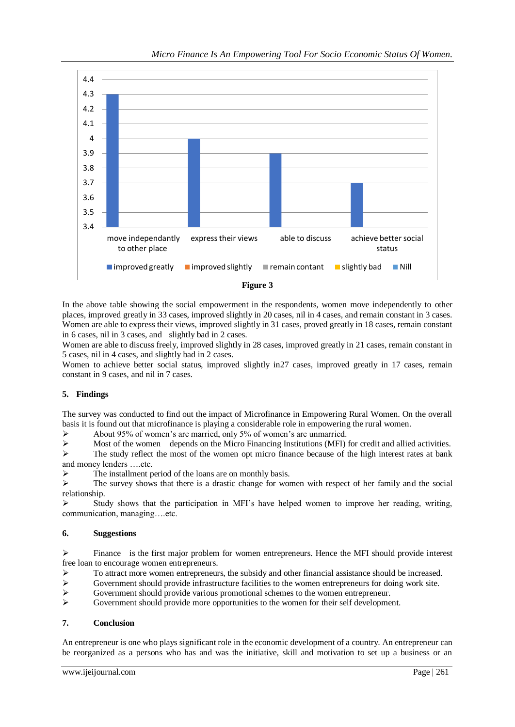Figure 3

In the above table showing the social empowerment in the respondents, women move independently to other places, improved greatly in 33 cases, improved slightly in 20 cases, nil in 4 cases, and remain constant in 3 cases. Women are able to express their views, improved slightly in 31 cases, proved greatly in 18 cases, remain constant in 6 cases, nil in 3 cases, and slightly bad in 2 cases.

Women are able to discuss freely, improved slightly in 28 cases, improved greatly in 21 cases, remain constant in 5 cases, nil in 4 cases, and slightly bad in 2 cases.

Women to achieve better social status, improved slightly in27 cases, improved greatly in 17 cases, remain constant in 9 cases, and nil in 7 cases.

## 5. Findings

The survey was conducted to find out the impact of Microfinance in Empowering Rural Women. On the overall basis it is found out that microfinance is playing a considerable role in empowering the rural women.

- About 95% of women's are married, only 5% of women's are unmarried.
- Most of the women depends on the Micro Financing Institutions (MFI) for credit and allied activities.
- The study reflect the most of the women opt micro finance because of the high interest rates at bank and money lenders ….etc.
- The installment period of the loans are on monthly basis.
- The survey shows that there is a drastic change for women with respect of her family and the social relationship.
- Study shows that the participation in MFI's have helped women to improve her reading, writing, communication, managing….etc.

## 6. Suggestions

- Finance is the first major problem for women entrepreneurs. Hence the MFI should provide interest free loan to encourage women entrepreneurs.
- To attract more women entrepreneurs, the subsidy and other financial assistance should be increased.
- Government should provide infrastructure facilities to the women entrepreneurs for doing work site.
- Government should provide various promotional schemes to the women entrepreneur.
- Government should provide more opportunities to the women for their self development.

## 7. Conclusion

An entrepreneur is one who plays significant role in the economic development of a country. An entrepreneur can be reorganized as a persons who has and was the initiative, skill and motivation to set up a business or an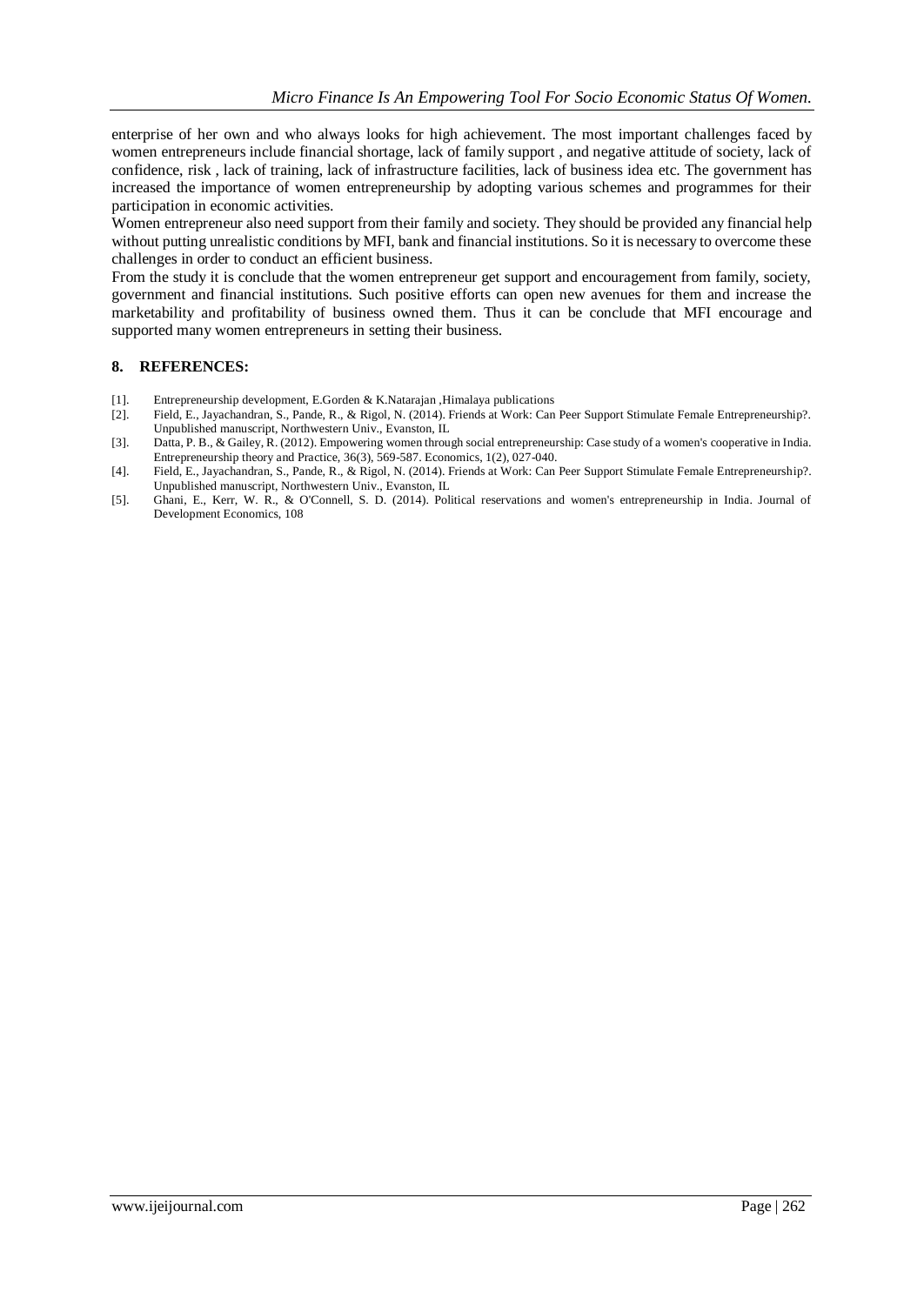enterprise of her own and who always looks for high achievement. The most important challenges faced by women entrepreneurs include financial shortage, lack of family support , and negative attitude of society, lack of confidence, risk , lack of training, lack of infrastructure facilities, lack of business idea etc. The government has increased the importance of women entrepreneurship by adopting various schemes and programmes for their participation in economic activities.

Women entrepreneur also need support from their family and society. They should be provided any financial help without putting unrealistic conditions by MFI, bank and financial institutions. So it is necessary to overcome these challenges in order to conduct an efficient business.

From the study it is conclude that the women entrepreneur get support and encouragement from family, society, government and financial institutions. Such positive efforts can open new avenues for them and increase the marketability and profitability of business owned them. Thus it can be conclude that MFI encourage and supported many women entrepreneurs in setting their business.

## 8. REFERENCES:

[1]. Entrepreneurship development, E.Gorden & K.Natarajan ,Himalaya publications

[2]. Field, E., Jayachandran, S., Pande, R., & Rigol, N. (2014). Friends at Work: Can Peer Support Stimulate Female Entrepreneurship?. Unpublished manuscript, Northwestern Univ., Evanston, IL

[3]. Datta, P. B., & Gailey, R. (2012). Empowering women through social entrepreneurship: Case study of a women's cooperative in India. Entrepreneurship theory and Practice, 36(3), 569-587. Economics, 1(2), 027-040.

[4]. Field, E., Jayachandran, S., Pande, R., & Rigol, N. (2014). Friends at Work: Can Peer Support Stimulate Female Entrepreneurship?. Unpublished manuscript, Northwestern Univ., Evanston, IL

[5]. Ghani, E., Kerr, W. R., & O'Connell, S. D. (2014). Political reservations and women's entrepreneurship in India. Journal of Development Economics, 108